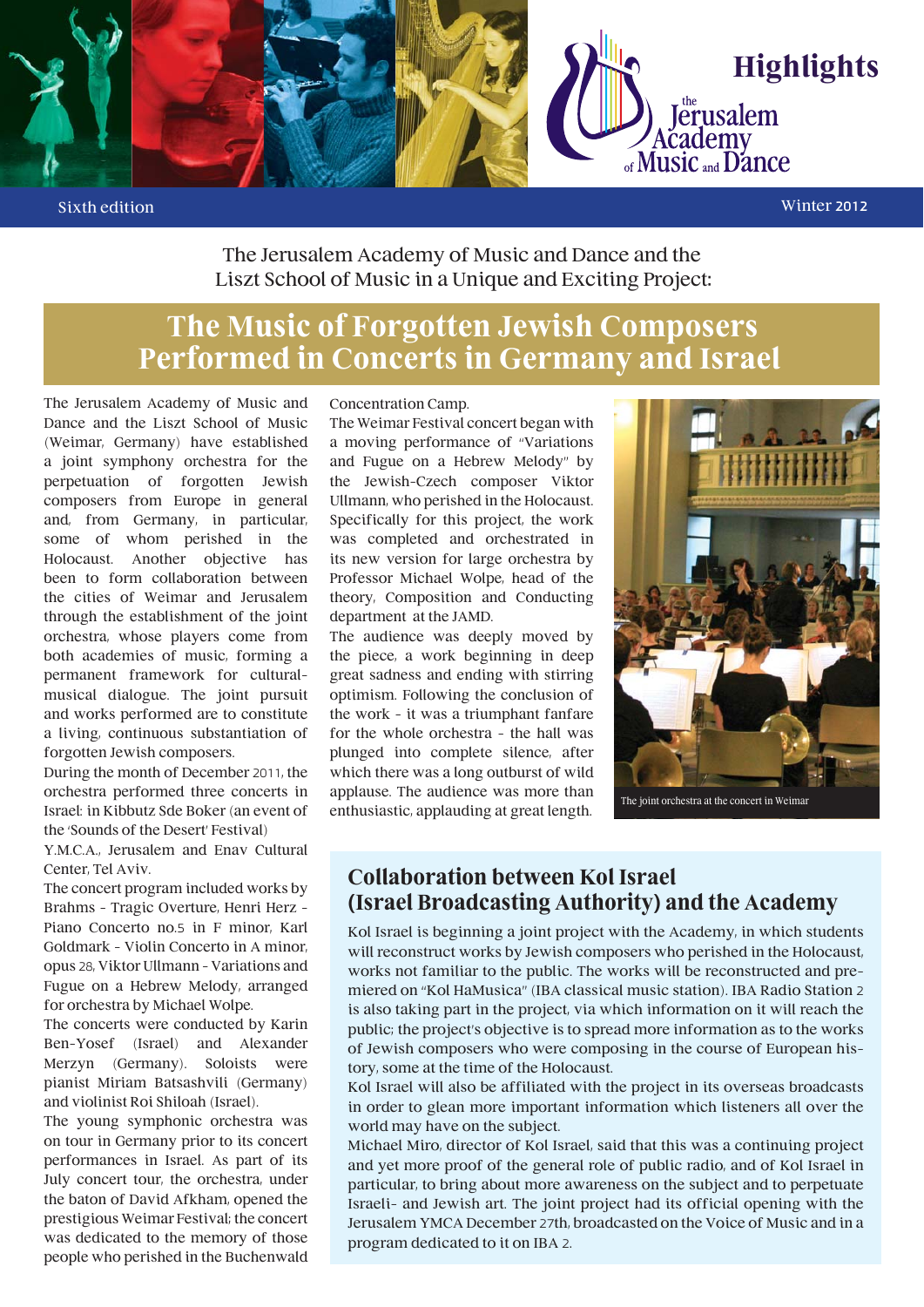# Highlights

the Jerusalem Academy of Music and Dance

Sixth edition

Winter 2012

The Jerusalem Academy of Music and Dance and the Liszt School of Music in a Unique and Exciting Project:

## The Music of Forgotten Jewish Composers Performed in Concerts in Germany and Israel

The Jerusalem Academy of Music and Dance and the Liszt School of Music (Weimar, Germany) have established a joint symphony orchestra for the perpetuation of forgotten Jewish composers from Europe in general and, from Germany, in particular, some of whom perished in the Holocaust. Another objective has been to form collaboration between the cities of Weimar and Jerusalem through the establishment of the joint orchestra, whose players come from both academies of music, forming a permanent framework for cultural-musical dialogue. The joint pursuit and works performed are to constitute a living, continuous substantiation of forgotten Jewish composers.

During the month of December 2011, the orchestra performed three concerts in Israel: in Kibbutz Sde Boker (an event of the 'Sounds of the Desert' Festival) Y.M.C.A., Jerusalem and Enav Cultural Center, Tel Aviv.

The concert program included works by Brahms - Tragic Overture, Henri Herz - Piano Concerto no.5 in F minor, Karl Goldmark - Violin Concerto in A minor, opus 28, Viktor Ullmann - Variations and Fugue on a Hebrew Melody, arranged for orchestra by Michael Wolpe.

The concerts were conducted by Karin Ben-Yosef (Israel) and Alexander Merzyn (Germany). Soloists were pianist Miriam Batsashvili (Germany) and violinist Roi Shiloah (Israel).

The young symphonic orchestra was on tour in Germany prior to its concert performances in Israel. As part of its July concert tour, the orchestra, under the baton of David Afkham, opened the prestigious Weimar Festival; the concert was dedicated to the memory of those people who perished in the Buchenwald Concentration Camp.

The Weimar Festival concert began with a moving performance of "Variations and Fugue on a Hebrew Melody" by the Jewish-Czech composer Viktor Ullmann, who perished in the Holocaust. Specifically for this project, the work was completed and orchestrated in its new version for large orchestra by Professor Michael Wolpe, head of the theory, Composition and Conducting department at the JAMD.

The audience was deeply moved by the piece, a work beginning in deep great sadness and ending with stirring optimism. Following the conclusion of the work - it was a triumphant fanfare for the whole orchestra - the hall was plunged into complete silence, after which there was a long outburst of wild applause. The audience was more than enthusiastic, applauding at great length.

The joint orchestra at the concert in Weimar

## Collaboration between Kol Israel (Israel Broadcasting Authority) and the Academy

Kol Israel is beginning a joint project with the Academy, in which students will reconstruct works by Jewish composers who perished in the Holocaust, works not familiar to the public. The works will be reconstructed and premiered on "Kol HaMusica" (IBA classical music station). IBA Radio Station 2 is also taking part in the project, via which information on it will reach the public; the project's objective is to spread more information as to the works of Jewish composers who were composing in the course of European history, some at the time of the Holocaust.

Kol Israel will also be affiliated with the project in its overseas broadcasts in order to glean more important information which listeners all over the world may have on the subject.

Michael Miro, director of Kol Israel, said that this was a continuing project and yet more proof of the general role of public radio, and of Kol Israel in particular, to bring about more awareness on the subject and to perpetuate Israeli- and Jewish art. The joint project had its official opening with the Jerusalem YMCA December 27th, broadcasted on the Voice of Music and in a program dedicated to it on IBA 2.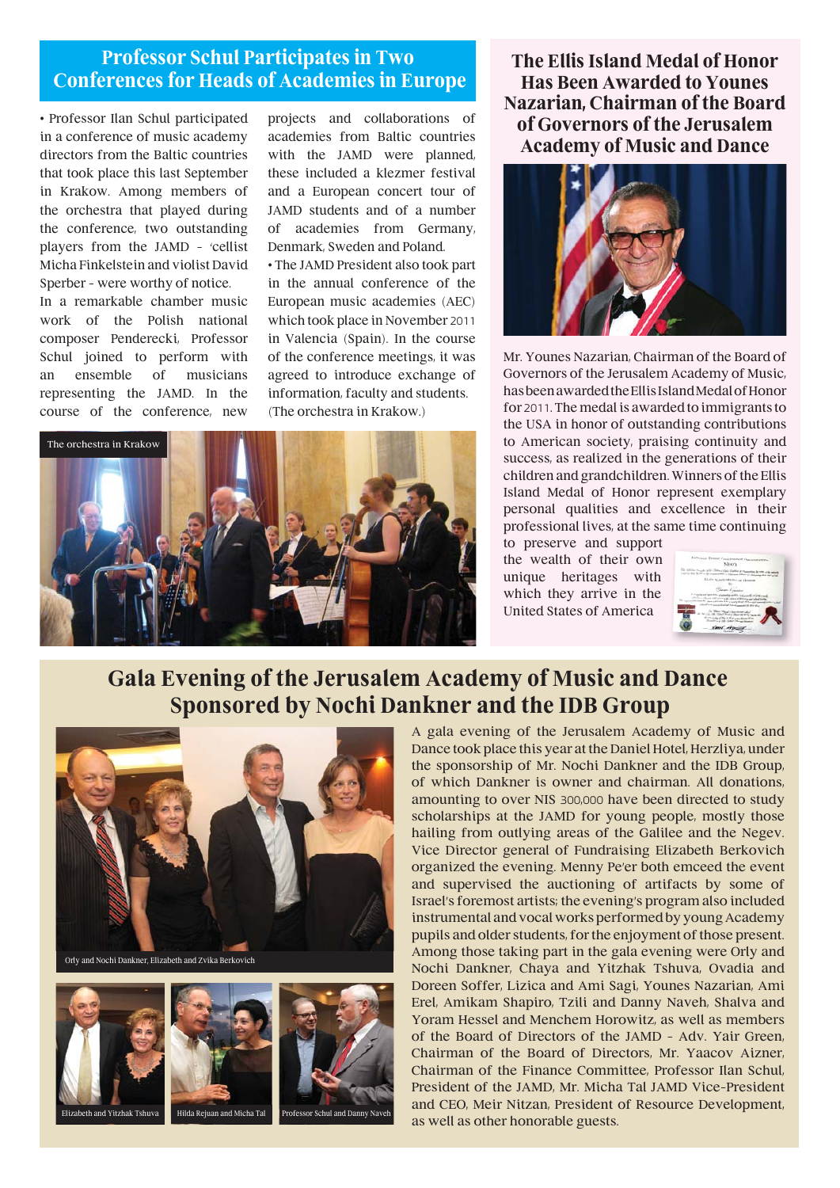## Professor Schul Participates in Two Conferences for Heads of Academies in Europe

• Professor Ilan Schul participated in a conference of music academy directors from the Baltic countries that took place this last September in Krakow. Among members of the orchestra that played during the conference, two outstanding players from the JAMD - 'cellist Micha Finkelstein and violist David Sperber - were worthy of notice.

In a remarkable chamber music work of the Polish national composer Penderecki, Professor Schul joined to perform with an ensemble of musicians representing the JAMD. In the course of the conference, new projects and collaborations of academies from Baltic countries with the JAMD were planned, these included a klezmer festival and a European concert tour of JAMD students and of a number of academies from Germany, Denmark, Sweden and Poland.

• The JAMD President also took part in the annual conference of the European music academies (AEC) which took place in November 2011 in Valencia (Spain). In the course of the conference meetings, it was agreed to introduce exchange of information, faculty and students.

(The orchestra in Krakow.)

The orchestra in Krakow

## The Ellis Island Medal of Honor Has Been Awarded to Younes Nazarian, Chairman of the Board of Governors of the Jerusalem Academy of Music and Dance

Mr. Younes Nazarian, Chairman of the Board of Governors of the Jerusalem Academy of Music, has been awarded the Ellis Island Medal of Honor for 2011. The medal is awarded to immigrants to the USA in honor of outstanding contributions to American society, praising continuity and success, as realized in the generations of their children and grandchildren. Winners of the Ellis Island Medal of Honor represent exemplary personal qualities and excellence in their professional lives, at the same time continuing to preserve and support the wealth of their own unique heritages with which they arrive in the United States of America

## Gala Evening of the Jerusalem Academy of Music and Dance Sponsored by Nochi Dankner and the IDB Group

A gala evening of the Jerusalem Academy of Music and Dance took place this year at the Daniel Hotel, Herzliya, under the sponsorship of Mr. Nochi Dankner and the IDB Group, of which Dankner is owner and chairman. All donations, amounting to over NIS 300,000 have been directed to study scholarships at the JAMD for young people, mostly those hailing from outlying areas of the Galilee and the Negev. Vice Director general of Fundraising Elizabeth Berkovich organized the evening. Menny Pe'er both emceed the event and supervised the auctioning of artifacts by some of Israel's foremost artists; the evening's program also included instrumental and vocal works performed by young Academy pupils and older students, for the enjoyment of those present. Among those taking part in the gala evening were Orly and Nochi Dankner, Chaya and Yitzhak Tshuva, Ovadia and Doreen Soffer, Lizica and Ami Sagi, Younes Nazarian, Ami Erel, Amikam Shapiro, Tzili and Danny Naveh, Shalva and Yoram Hessel and Menchem Horowitz, as well as members of the Board of Directors of the JAMD - Adv. Yair Green, Chairman of the Board of Directors, Mr. Yaacov Aizner, Chairman of the Finance Committee, Professor Ilan Schul, President of the JAMD, Mr. Micha Tal JAMD Vice-President and CEO, Meir Nitzan, President of Resource Development, as well as other honorable guests.

Orly and Nochi Dankner, Elizabeth and Zvika Berkovich

Elizabeth and Yitzhak Tshuva

Hilda Rejuan and Micha Tal

Professor Schul and Danny Naveh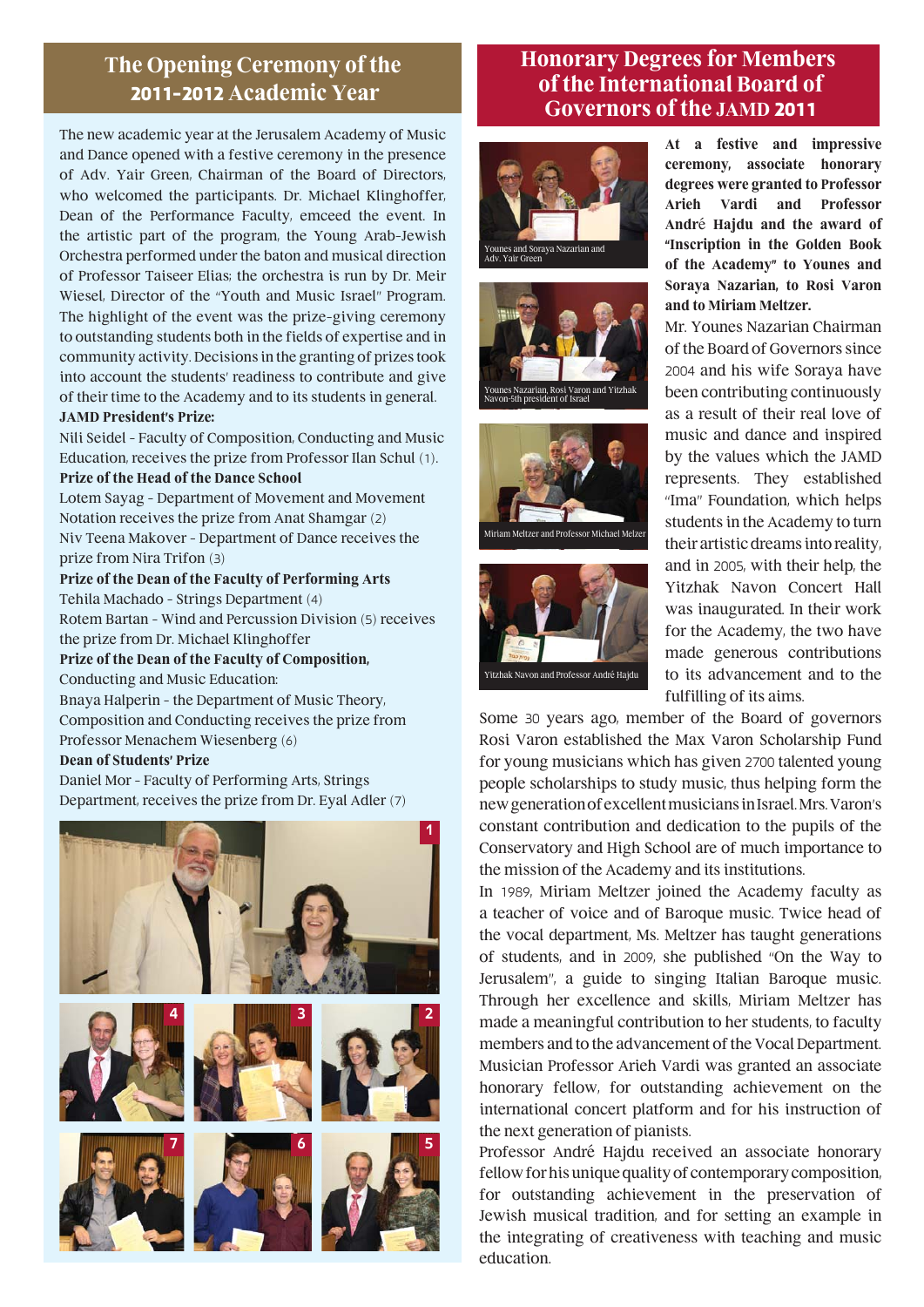## The Opening Ceremony of the 2011-2012 Academic Year

The new academic year at the Jerusalem Academy of Music and Dance opened with a festive ceremony in the presence of Adv. Yair Green, Chairman of the Board of Directors, who welcomed the participants. Dr. Michael Klinghoffer, Dean of the Performance Faculty, emceed the event. In the artistic part of the program, the Young Arab-Jewish Orchestra performed under the baton and musical direction of Professor Taiseer Elias; the orchestra is run by Dr. Meir Wiesel, Director of the "Youth and Music Israel" Program. The highlight of the event was the prize-giving ceremony to outstanding students both in the fields of expertise and in community activity. Decisions in the granting of prizes took into account the students' readiness to contribute and give of their time to the Academy and to its students in general.

**JAMD President's Prize:**

Nili Seidel - Faculty of Composition, Conducting and Music Education, receives the prize from Professor Ilan Schul (1).

**Prize of the Head of the Dance School**

Lotem Sayag - Department of Movement and Movement Notation receives the prize from Anat Shamgar (2)

Niv Teena Makover - Department of Dance receives the prize from Nira Trifon (3)

**Prize of the Dean of the Faculty of Performing Arts**

Tehila Machado - Strings Department (4)

Rotem Bartan - Wind and Percussion Division (5) receives the prize from Dr. Michael Klinghoffer

**Prize of the Dean of the Faculty of Composition,** Conducting and Music Education:

Bnaya Halperin - the Department of Music Theory, Composition and Conducting receives the prize from Professor Menachem Wiesenberg (6)

**Dean of Students' Prize**

Daniel Mor - Faculty of Performing Arts, Strings Department, receives the prize from Dr. Eyal Adler (7)

## Honorary Degrees for Members of the International Board of Governors of the JAMD 2011

Younes and Soraya Nazarian and Adv. Yair Green

Younes Nazarian, Rosi Varon and Yitzhak Navon-5th president of Israel

Miriam Meltzer and Professor Michael Melzer

Yitzhak Navon and Professor André Hajdu

**At a festive and impressive ceremony, associate honorary degrees were granted to Professor Arieh Vardi and Professor André Hajdu and the award of "Inscription in the Golden Book of the Academy" to Younes and Soraya Nazarian, to Rosi Varon and to Miriam Meltzer.**

Mr. Younes Nazarian Chairman of the Board of Governors since 2004 and his wife Soraya have been contributing continuously as a result of their real love of music and dance and inspired by the values which the JAMD represents. They established "Ima" Foundation, which helps students in the Academy to turn their artistic dreams into reality, and in 2005, with their help, the Yitzhak Navon Concert Hall was inaugurated. In their work for the Academy, the two have made generous contributions to its advancement and to the fulfilling of its aims.

Some 30 years ago, member of the Board of governors Rosi Varon established the Max Varon Scholarship Fund for young musicians which has given 2700 talented young people scholarships to study music, thus helping form the new generation of excellent musicians in Israel. Mrs. Varon's constant contribution and dedication to the pupils of the Conservatory and High School are of much importance to the mission of the Academy and its institutions.

In 1989, Miriam Meltzer joined the Academy faculty as a teacher of voice and of Baroque music. Twice head of the vocal department, Ms. Meltzer has taught generations of students, and in 2009, she published "On the Way to Jerusalem", a guide to singing Italian Baroque music. Through her excellence and skills, Miriam Meltzer has made a meaningful contribution to her students, to faculty members and to the advancement of the Vocal Department.

Musician Professor Arieh Vardi was granted an associate honorary fellow, for outstanding achievement on the international concert platform and for his instruction of the next generation of pianists.

Professor André Hajdu received an associate honorary fellow for his unique quality of contemporary composition, for outstanding achievement in the preservation of Jewish musical tradition, and for setting an example in the integrating of creativeness with teaching and music education.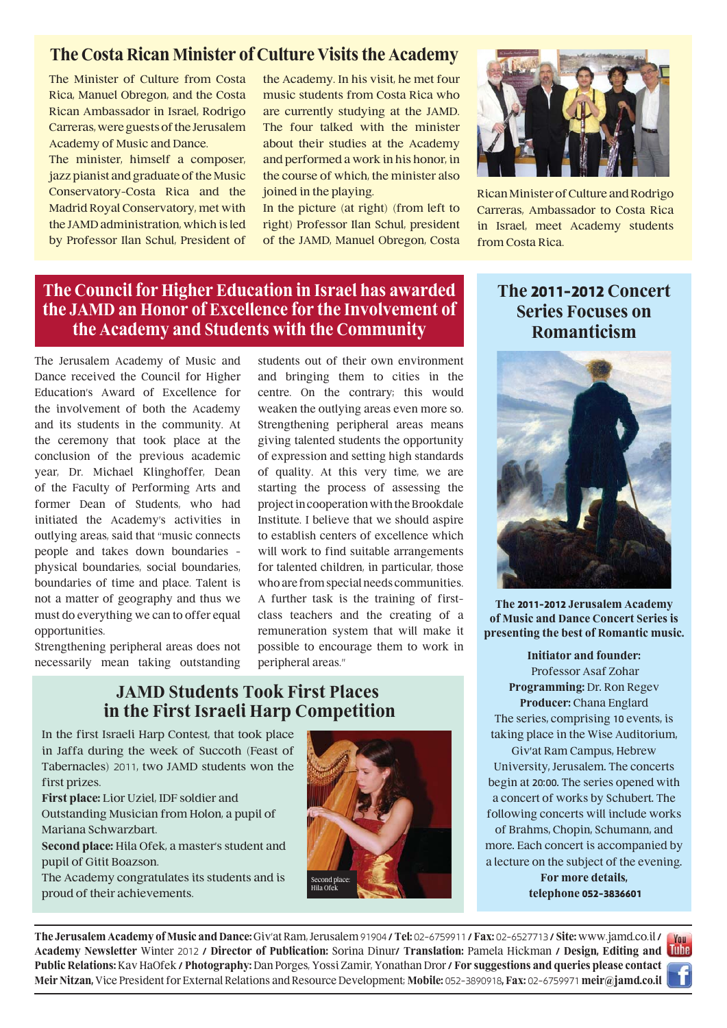## The Costa Rican Minister of Culture Visits the Academy

The Minister of Culture from Costa Rica, Manuel Obregon, and the Costa Rican Ambassador in Israel, Rodrigo Carreras, were guests of the Jerusalem Academy of Music and Dance.

The minister, himself a composer, jazz pianist and graduate of the Music Conservatory-Costa Rica and the Madrid Royal Conservatory, met with the JAMD administration, which is led by Professor Ilan Schul, President of the Academy. In his visit, he met four music students from Costa Rica who are currently studying at the JAMD. The four talked with the minister about their studies at the Academy and performed a work in his honor, in the course of which, the minister also joined in the playing.

In the picture (at right) (from left to right) Professor Ilan Schul, president of the JAMD, Manuel Obregon, Costa Rican Minister of Culture and Rodrigo Carreras, Ambassador to Costa Rica in Israel, meet Academy students from Costa Rica.

## The Council for Higher Education in Israel has awarded the JAMD an Honor of Excellence for the Involvement of the Academy and Students with the Community

The Jerusalem Academy of Music and Dance received the Council for Higher Education's Award of Excellence for the involvement of both the Academy and its students in the community. At the ceremony that took place at the conclusion of the previous academic year, Dr. Michael Klinghoffer, Dean of the Faculty of Performing Arts and former Dean of Students, who had initiated the Academy's activities in outlying areas, said that "music connects people and takes down boundaries - physical boundaries, social boundaries, boundaries of time and place. Talent is not a matter of geography and thus we must do everything we can to offer equal opportunities.

Strengthening peripheral areas does not necessarily mean taking outstanding students out of their own environment and bringing them to cities in the centre. On the contrary; this would weaken the outlying areas even more so. Strengthening peripheral areas means giving talented students the opportunity of expression and setting high standards of quality. At this very time, we are starting the process of assessing the project in cooperation with the Brookdale Institute. I believe that we should aspire to establish centers of excellence which will work to find suitable arrangements for talented children, in particular, those who are from special needs communities. A further task is the training of first-class teachers and the creating of a remuneration system that will make it possible to encourage them to work in peripheral areas."

## JAMD Students Took First Places in the First Israeli Harp Competition

In the first Israeli Harp Contest, that took place in Jaffa during the week of Succoth (Feast of Tabernacles) 2011, two JAMD students won the first prizes.

**First place:** Lior Uziel, IDF soldier and Outstanding Musician from Holon, a pupil of Mariana Schwarzbart.

**Second place:** Hila Ofek, a master's student and pupil of Gitit Boazson.

The Academy congratulates its students and is proud of their achievements.

Second place: Hila Ofek

## The 2011-2012 Concert Series Focuses on Romanticism

**The 2011-2012 Jerusalem Academy of Music and Dance Concert Series is presenting the best of Romantic music.**

**Initiator and founder:** Professor Asaf Zohar
**Programming:** Dr. Ron Regev
**Producer:** Chana England

The series, comprising 10 events, is taking place in the Wise Auditorium, Giv'at Ram Campus, Hebrew University, Jerusalem. The concerts begin at 20:00. The series opened with a concert of works by Schubert. The following concerts will include works of Brahms, Chopin, Schumann, and more. Each concert is accompanied by a lecture on the subject of the evening.

**For more details, telephone 052-3836601**

---

**The Jerusalem Academy of Music and Dance:** Giv'at Ram, Jerusalem 91904 / **Tel:** 02-6759911 / **Fax:** 02-6527713 / **Site:** www.jamd.co.il / **Academy Newsletter** Winter 2012 / **Director of Publication:** Sorina Dinur / **Translation:** Pamela Hickman / **Design, Editing and Public Relations:** Kav HaOfek / **Photography:** Dan Porges, Yossi Zamir, Yonathan Dror / **For suggestions and queries please contact Meir Nitzan,** Vice President for External Relations and Resource Development; **Mobile:** 052-3890918, **Fax:** 02-6759971 **meir@jamd.co.il**